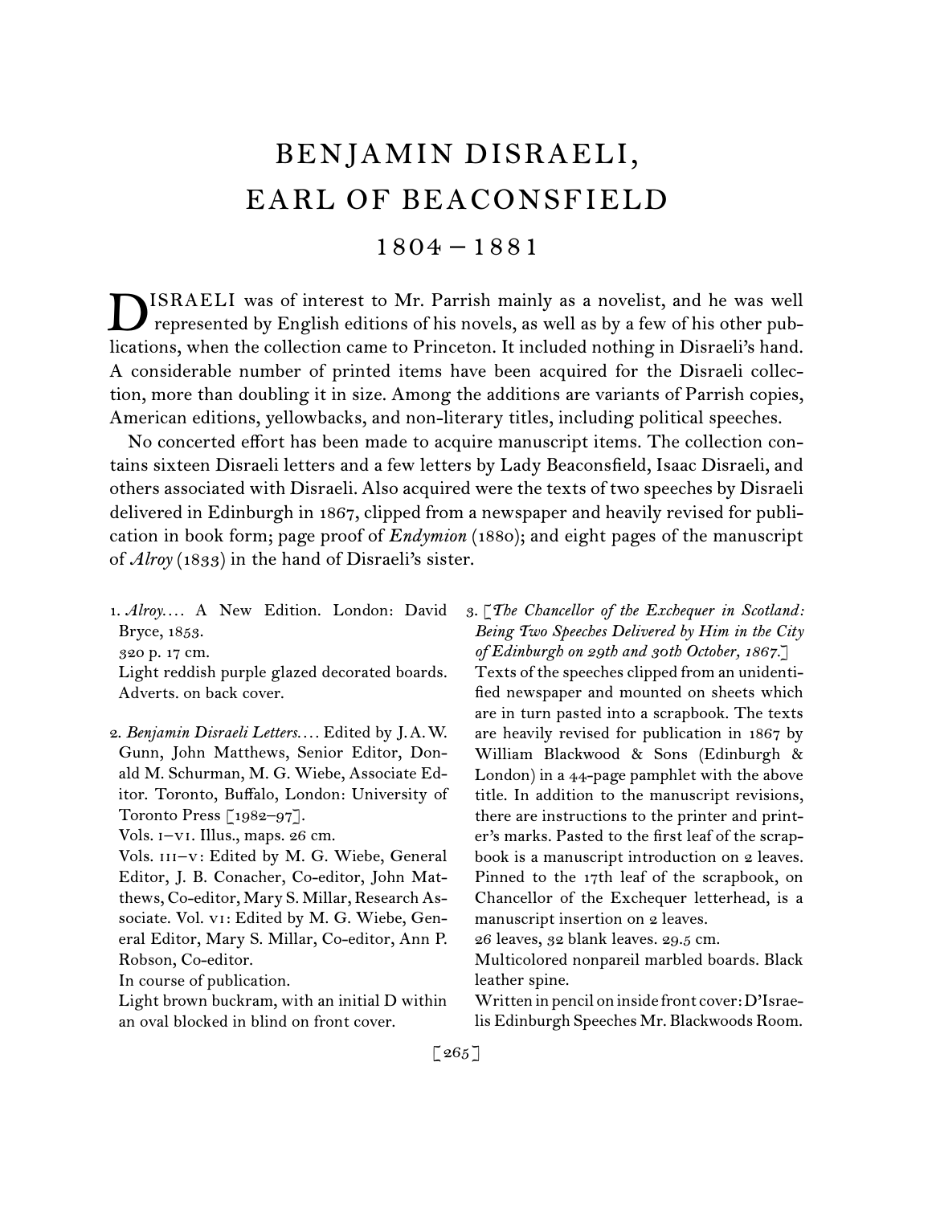# BENJAMIN DISRAELI, EARL OF BEACONSFIELD

## 1804–1881

DISRAELI was of interest to Mr. Parrish mainly as a novelist, and he was well represented by English editions of his novels, as well as by a few of his other publications, when the collection came to Princeton. It included nothing in Disraeli's hand. A considerable number of printed items have been acquired for the Disraeli collection, more than doubling it in size. Among the additions are variants of Parrish copies, American editions, yellowbacks, and non-literary titles, including political speeches.

No concerted effort has been made to acquire manuscript items. The collection contains sixteen Disraeli letters and a few letters by Lady Beaconsfield, Isaac Disraeli, and others associated with Disraeli. Also acquired were the texts of two speeches by Disraeli delivered in Edinburgh in 1867, clipped from a newspaper and heavily revised for publication in book form; page proof of *Endymion* (1880); and eight pages of the manuscript of *Alroy* (1833) in the hand of Disraeli's sister.

1. *Alroy*.... A New Edition. London: David Bryce, 1853.
320 p. 17 cm.
Light reddish purple glazed decorated boards. Adverts. on back cover.

2. *Benjamin Disraeli Letters*.... Edited by J. A. W. Gunn, John Matthews, Senior Editor, Donald M. Schurman, M. G. Wiebe, Associate Editor. Toronto, Buffalo, London: University of Toronto Press [1982–97].
Vols. I–VI. Illus., maps. 26 cm.
Vols. III–V: Edited by M. G. Wiebe, General Editor, J. B. Conacher, Co-editor, John Matthews, Co-editor, Mary S. Millar, Research Associate. Vol. VI: Edited by M. G. Wiebe, General Editor, Mary S. Millar, Co-editor, Ann P. Robson, Co-editor.
In course of publication.
Light brown buckram, with an initial D within an oval blocked in blind on front cover.

3. [*The Chancellor of the Exchequer in Scotland: Being Two Speeches Delivered by Him in the City of Edinburgh on 29th and 30th October, 1867*.]
Texts of the speeches clipped from an unidentified newspaper and mounted on sheets which are in turn pasted into a scrapbook. The texts are heavily revised for publication in 1867 by William Blackwood & Sons (Edinburgh & London) in a 44-page pamphlet with the above title. In addition to the manuscript revisions, there are instructions to the printer and printer's marks. Pasted to the first leaf of the scrapbook is a manuscript introduction on 2 leaves. Pinned to the 17th leaf of the scrapbook, on Chancellor of the Exchequer letterhead, is a manuscript insertion on 2 leaves.
26 leaves, 32 blank leaves. 29.5 cm.
Multicolored nonpareil marbled boards. Black leather spine.
Written in pencil on inside front cover: D'Israelis Edinburgh Speeches Mr. Blackwoods Room.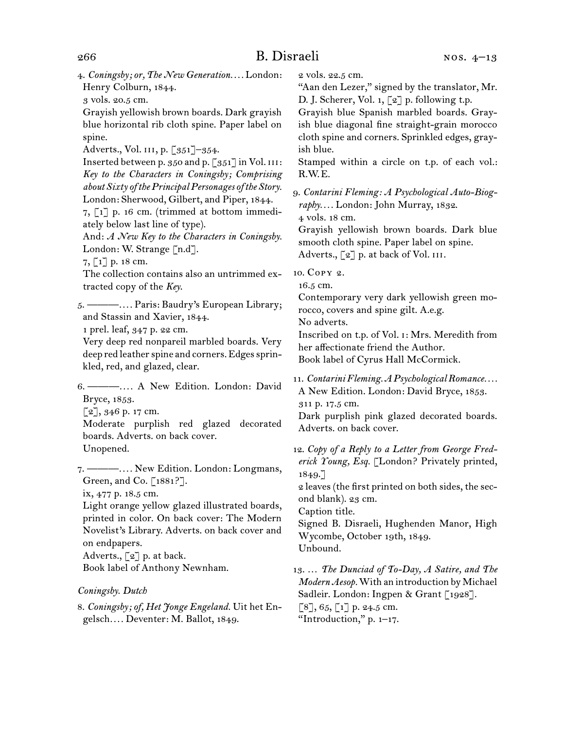4. *Coningsby; or, The New Generation.*... London: Henry Colburn, 1844.
3 vols. 20.5 cm.
Grayish yellowish brown boards. Dark grayish blue horizontal rib cloth spine. Paper label on spine.
Adverts., Vol. III, p. [351]–354.
Inserted between p. 350 and p. [351] in Vol. III: *Key to the Characters in Coningsby; Comprising about Sixty of the Principal Personages of the Story.* London: Sherwood, Gilbert, and Piper, 1844.
7, [1] p. 16 cm. (trimmed at bottom immediately below last line of type).
And: *A New Key to the Characters in Coningsby.* London: W. Strange [n.d].
7, [1] p. 18 cm.
The collection contains also an untrimmed extracted copy of the *Key*.

5. ———.... Paris: Baudry's European Library; and Stassin and Xavier, 1844.
1 prel. leaf, 347 p. 22 cm.
Very deep red nonpareil marbled boards. Very deep red leather spine and corners. Edges sprinkled, red, and glazed, clear.

6. ———.... A New Edition. London: David Bryce, 1853.
[2], 346 p. 17 cm.
Moderate purplish red glazed decorated boards. Adverts. on back cover.
Unopened.

7. ———.... New Edition. London: Longmans, Green, and Co. [1881?].
ix, 477 p. 18.5 cm.
Light orange yellow glazed illustrated boards, printed in color. On back cover: The Modern Novelist's Library. Adverts. on back cover and on endpapers.
Adverts., [2] p. at back.
Book label of Anthony Newnham.

*Coningsby. Dutch*

8. *Coningsby; of, Het Jonge Engeland.* Uit het Engelsch.... Deventer: M. Ballot, 1849.
2 vols. 22.5 cm.
"Aan den Lezer," signed by the translator, Mr. D. J. Scherer, Vol. 1, [2] p. following t.p.
Grayish blue Spanish marbled boards. Grayish blue diagonal fine straight-grain morocco cloth spine and corners. Sprinkled edges, grayish blue.
Stamped within a circle on t.p. of each vol.: R.W.E.

9. *Contarini Fleming: A Psychological Auto-Biography.*... London: John Murray, 1832.
4 vols. 18 cm.
Grayish yellowish brown boards. Dark blue smooth cloth spine. Paper label on spine.
Adverts., [2] p. at back of Vol. III.

10. Copy 2.
16.5 cm.
Contemporary very dark yellowish green morocco, covers and spine gilt. A.e.g.
No adverts.
Inscribed on t.p. of Vol. I: Mrs. Meredith from her affectionate friend the Author.
Book label of Cyrus Hall McCormick.

11. *Contarini Fleming. A Psychological Romance.*... A New Edition. London: David Bryce, 1853.
311 p. 17.5 cm.
Dark purplish pink glazed decorated boards. Adverts. on back cover.

12. *Copy of a Reply to a Letter from George Frederick Young, Esq.* [London? Privately printed, 1849.]
2 leaves (the first printed on both sides, the second blank). 23 cm.
Caption title.
Signed B. Disraeli, Hughenden Manor, High Wycombe, October 19th, 1849.
Unbound.

13. ... *The Dunciad of To-Day, A Satire, and The Modern Aesop.* With an introduction by Michael Sadleir. London: Ingpen & Grant [1928].
[8], 65, [1] p. 24.5 cm.
"Introduction," p. 1–17.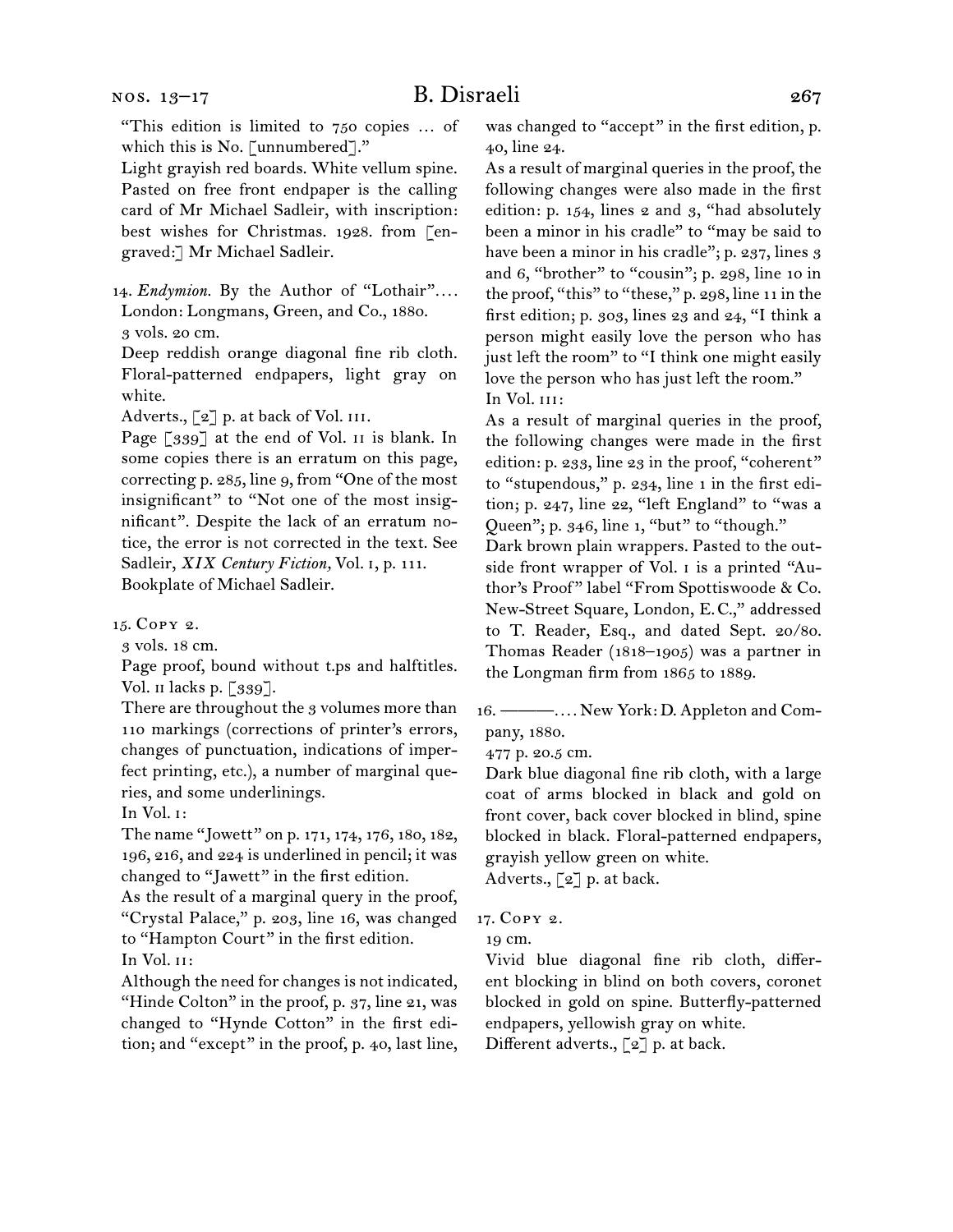"This edition is limited to 750 copies … of which this is No. [unnumbered]."

Light grayish red boards. White vellum spine. Pasted on free front endpaper is the calling card of Mr Michael Sadleir, with inscription: best wishes for Christmas. 1928. from [engraved:] Mr Michael Sadleir.

14. *Endymion.* By the Author of "Lothair"…. London: Longmans, Green, and Co., 1880.
3 vols. 20 cm.
Deep reddish orange diagonal fine rib cloth. Floral-patterned endpapers, light gray on white.
Adverts., [2] p. at back of Vol. III.
Page [339] at the end of Vol. II is blank. In some copies there is an erratum on this page, correcting p. 285, line 9, from "One of the most insignificant" to "Not one of the most insignificant". Despite the lack of an erratum notice, the error is not corrected in the text. See Sadleir, *XIX Century Fiction,* Vol. I, p. 111.
Bookplate of Michael Sadleir.

15. Copy 2.
3 vols. 18 cm.
Page proof, bound without t.ps and halftitles. Vol. II lacks p. [339].
There are throughout the 3 volumes more than 110 markings (corrections of printer's errors, changes of punctuation, indications of imperfect printing, etc.), a number of marginal queries, and some underlinings.
In Vol. I:
The name "Jowett" on p. 171, 174, 176, 180, 182, 196, 216, and 224 is underlined in pencil; it was changed to "Jawett" in the first edition.
As the result of a marginal query in the proof, "Crystal Palace," p. 203, line 16, was changed to "Hampton Court" in the first edition.
In Vol. II:
Although the need for changes is not indicated, "Hinde Colton" in the proof, p. 37, line 21, was changed to "Hynde Cotton" in the first edition; and "except" in the proof, p. 40, last line, was changed to "accept" in the first edition, p. 40, line 24.
As a result of marginal queries in the proof, the following changes were also made in the first edition: p. 154, lines 2 and 3, "had absolutely been a minor in his cradle" to "may be said to have been a minor in his cradle"; p. 237, lines 3 and 6, "brother" to "cousin"; p. 298, line 10 in the proof, "this" to "these," p. 298, line 11 in the first edition; p. 303, lines 23 and 24, "I think a person might easily love the person who has just left the room" to "I think one might easily love the person who has just left the room."
In Vol. III:
As a result of marginal queries in the proof, the following changes were made in the first edition: p. 233, line 23 in the proof, "coherent" to "stupendous," p. 234, line 1 in the first edition; p. 247, line 22, "left England" to "was a Queen"; p. 346, line 1, "but" to "though."
Dark brown plain wrappers. Pasted to the outside front wrapper of Vol. I is a printed "Author's Proof" label "From Spottiswoode & Co. New-Street Square, London, E.C.," addressed to T. Reader, Esq., and dated Sept. 20/80. Thomas Reader (1818–1905) was a partner in the Longman firm from 1865 to 1889.

16. ———…. New York: D. Appleton and Company, 1880.
477 p. 20.5 cm.
Dark blue diagonal fine rib cloth, with a large coat of arms blocked in black and gold on front cover, back cover blocked in blind, spine blocked in black. Floral-patterned endpapers, grayish yellow green on white.
Adverts., [2] p. at back.

17. Copy 2.
19 cm.
Vivid blue diagonal fine rib cloth, different blocking in blind on both covers, coronet blocked in gold on spine. Butterfly-patterned endpapers, yellowish gray on white.
Different adverts., [2] p. at back.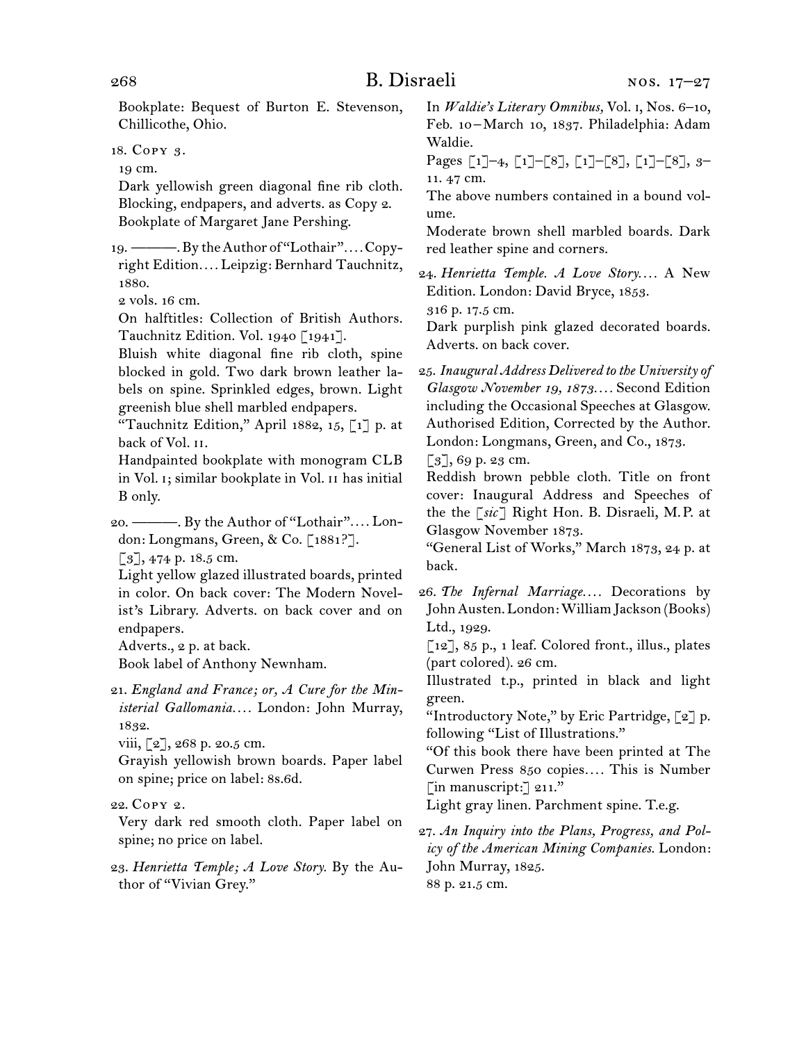Bookplate: Bequest of Burton E. Stevenson, Chillicothe, Ohio.

18. Copy 3.
19 cm.
Dark yellowish green diagonal fine rib cloth. Blocking, endpapers, and adverts. as Copy 2.
Bookplate of Margaret Jane Pershing.

19. ———. By the Author of "Lothair". . . . Copyright Edition. . . . Leipzig: Bernhard Tauchnitz, 1880.
2 vols. 16 cm.
On halftitles: Collection of British Authors. Tauchnitz Edition. Vol. 1940 [1941].
Bluish white diagonal fine rib cloth, spine blocked in gold. Two dark brown leather labels on spine. Sprinkled edges, brown. Light greenish blue shell marbled endpapers.
"Tauchnitz Edition," April 1882, 15, [1] p. at back of Vol. II.
Handpainted bookplate with monogram CLB in Vol. I; similar bookplate in Vol. II has initial B only.

20. ———. By the Author of "Lothair". . . . London: Longmans, Green, & Co. [1881?].
[3], 474 p. 18.5 cm.
Light yellow glazed illustrated boards, printed in color. On back cover: The Modern Novelist's Library. Adverts. on back cover and on endpapers.
Adverts., 2 p. at back.
Book label of Anthony Newnham.

21. *England and France; or, A Cure for the Ministerial Gallomania. . . .* London: John Murray, 1832.
viii, [2], 268 p. 20.5 cm.
Grayish yellowish brown boards. Paper label on spine; price on label: 8s.6d.

22. Copy 2.
Very dark red smooth cloth. Paper label on spine; no price on label.

23. *Henrietta Temple; A Love Story.* By the Author of "Vivian Grey."
In *Waldie's Literary Omnibus,* Vol. I, Nos. 6–10, Feb. 10–March 10, 1837. Philadelphia: Adam Waldie.
Pages [1]–4, [1]–[8], [1]–[8], [1]–[8], 3–11. 47 cm.
The above numbers contained in a bound volume.
Moderate brown shell marbled boards. Dark red leather spine and corners.

24. *Henrietta Temple. A Love Story. . . .* A New Edition. London: David Bryce, 1853.
316 p. 17.5 cm.
Dark purplish pink glazed decorated boards. Adverts. on back cover.

25. *Inaugural Address Delivered to the University of Glasgow November 19, 1873. . . .* Second Edition including the Occasional Speeches at Glasgow. Authorised Edition, Corrected by the Author. London: Longmans, Green, and Co., 1873.
[3], 69 p. 23 cm.
Reddish brown pebble cloth. Title on front cover: Inaugural Address and Speeches of the the [*sic*] Right Hon. B. Disraeli, M.P. at Glasgow November 1873.
"General List of Works," March 1873, 24 p. at back.

26. *The Infernal Marriage. . . .* Decorations by John Austen. London: William Jackson (Books) Ltd., 1929.
[12], 85 p., 1 leaf. Colored front., illus., plates (part colored). 26 cm.
Illustrated t.p., printed in black and light green.
"Introductory Note," by Eric Partridge, [2] p. following "List of Illustrations."
"Of this book there have been printed at The Curwen Press 850 copies. . . . This is Number [in manuscript:] 211."
Light gray linen. Parchment spine. T.e.g.

27. *An Inquiry into the Plans, Progress, and Policy of the American Mining Companies.* London: John Murray, 1825.
88 p. 21.5 cm.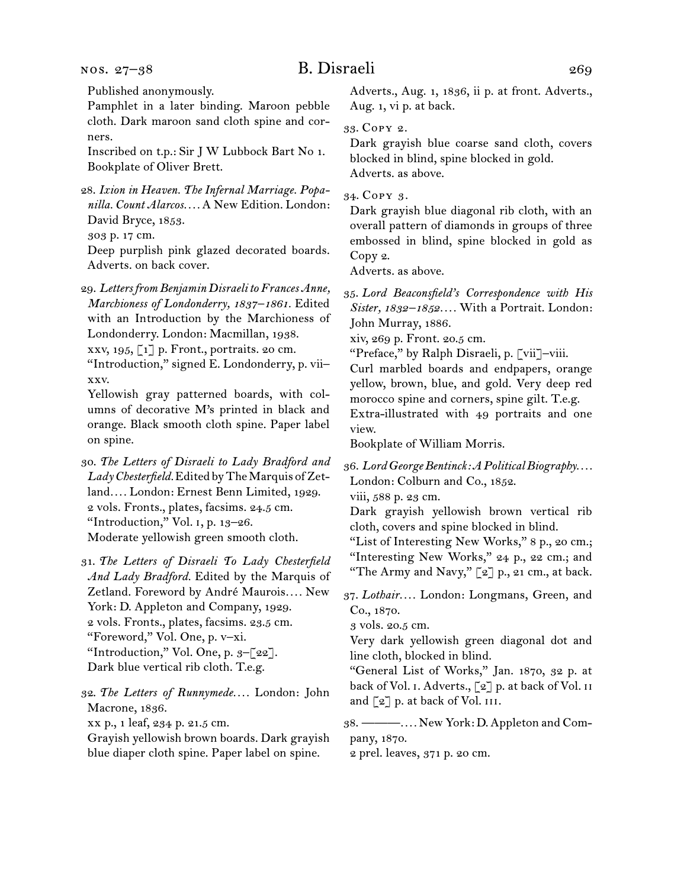Published anonymously.
Pamphlet in a later binding. Maroon pebble cloth. Dark maroon sand cloth spine and corners.
Inscribed on t.p.: Sir J W Lubbock Bart No 1.
Bookplate of Oliver Brett.

28. *Ixion in Heaven. The Infernal Marriage. Popanilla. Count Alarcos.*… A New Edition. London: David Bryce, 1853.
303 p. 17 cm.
Deep purplish pink glazed decorated boards. Adverts. on back cover.

29. *Letters from Benjamin Disraeli to Frances Anne, Marchioness of Londonderry, 1837–1861.* Edited with an Introduction by the Marchioness of Londonderry. London: Macmillan, 1938.
xxv, 195, [1] p. Front., portraits. 20 cm.
"Introduction," signed E. Londonderry, p. vii–xxv.
Yellowish gray patterned boards, with columns of decorative M's printed in black and orange. Black smooth cloth spine. Paper label on spine.

30. *The Letters of Disraeli to Lady Bradford and Lady Chesterfield.* Edited by The Marquis of Zetland.… London: Ernest Benn Limited, 1929.
2 vols. Fronts., plates, facsims. 24.5 cm.
"Introduction," Vol. 1, p. 13–26.
Moderate yellowish green smooth cloth.

31. *The Letters of Disraeli To Lady Chesterfield And Lady Bradford.* Edited by the Marquis of Zetland. Foreword by André Maurois.… New York: D. Appleton and Company, 1929.
2 vols. Fronts., plates, facsims. 23.5 cm.
"Foreword," Vol. One, p. v–xi.
"Introduction," Vol. One, p. 3–[22].
Dark blue vertical rib cloth. T.e.g.

32. *The Letters of Runnymede.*… London: John Macrone, 1836.
xx p., 1 leaf, 234 p. 21.5 cm.
Grayish yellowish brown boards. Dark grayish blue diaper cloth spine. Paper label on spine.
Adverts., Aug. 1, 1836, ii p. at front. Adverts., Aug. 1, vi p. at back.

33. Copy 2.
Dark grayish blue coarse sand cloth, covers blocked in blind, spine blocked in gold.
Adverts. as above.

34. Copy 3.
Dark grayish blue diagonal rib cloth, with an overall pattern of diamonds in groups of three embossed in blind, spine blocked in gold as Copy 2.
Adverts. as above.

35. *Lord Beaconsfield's Correspondence with His Sister, 1832–1852.*… With a Portrait. London: John Murray, 1886.
xiv, 269 p. Front. 20.5 cm.
"Preface," by Ralph Disraeli, p. [vii]–viii.
Curl marbled boards and endpapers, orange yellow, brown, blue, and gold. Very deep red morocco spine and corners, spine gilt. T.e.g.
Extra-illustrated with 49 portraits and one view.
Bookplate of William Morris.

36. *Lord George Bentinck: A Political Biography.*… London: Colburn and Co., 1852.
viii, 588 p. 23 cm.
Dark grayish yellowish brown vertical rib cloth, covers and spine blocked in blind.
"List of Interesting New Works," 8 p., 20 cm.; "Interesting New Works," 24 p., 22 cm.; and "The Army and Navy," [2] p., 21 cm., at back.

37. *Lothair.*… London: Longmans, Green, and Co., 1870.
3 vols. 20.5 cm.
Very dark yellowish green diagonal dot and line cloth, blocked in blind.
"General List of Works," Jan. 1870, 32 p. at back of Vol. I. Adverts., [2] p. at back of Vol. II and [2] p. at back of Vol. III.

38. ———.… New York: D. Appleton and Company, 1870.
2 prel. leaves, 371 p. 20 cm.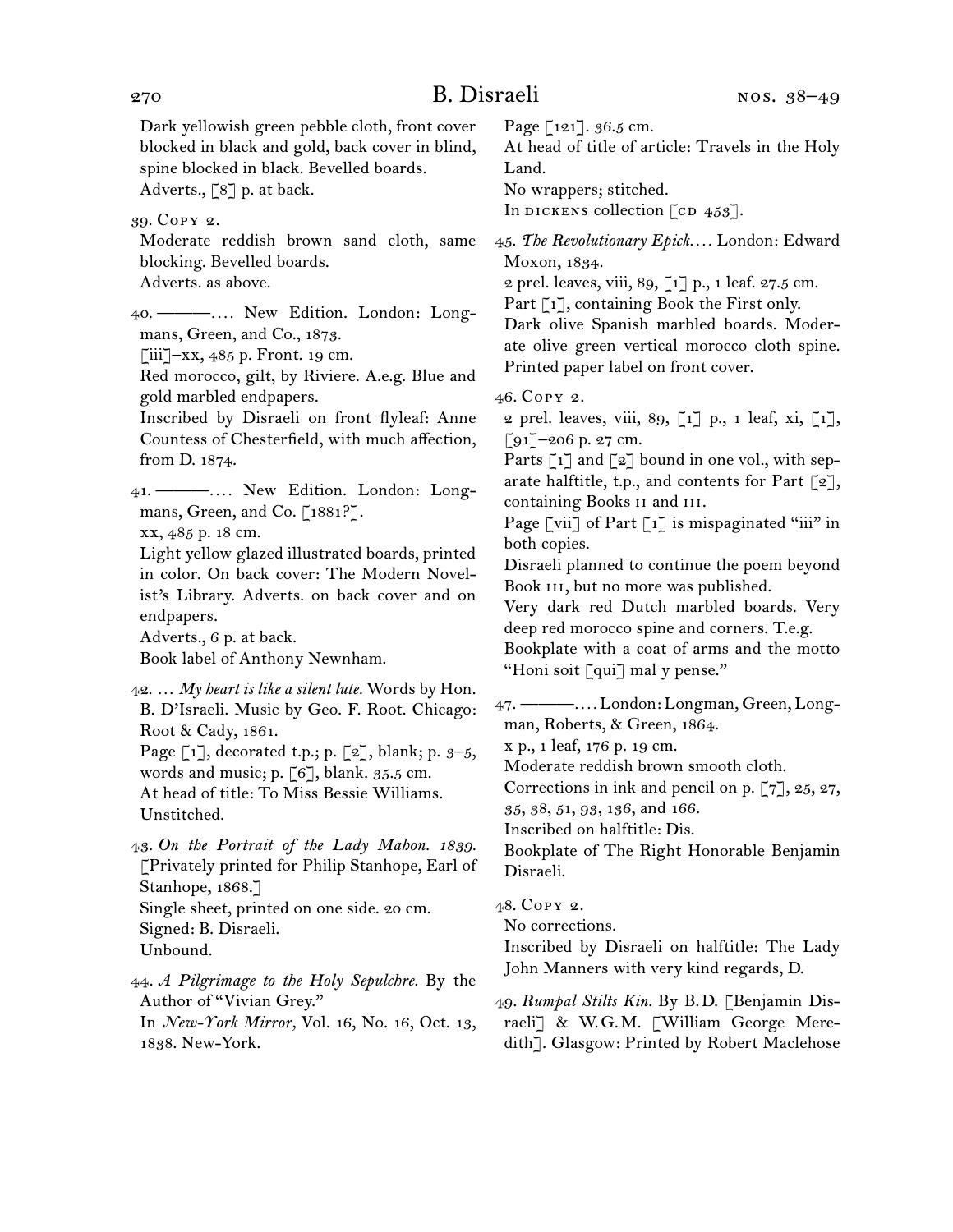Dark yellowish green pebble cloth, front cover blocked in black and gold, back cover in blind, spine blocked in black. Bevelled boards.
Adverts., [8] p. at back.

39. Copy 2.
Moderate reddish brown sand cloth, same blocking. Bevelled boards.
Adverts. as above.

40. ———. . . . New Edition. London: Longmans, Green, and Co., 1873.
[iii]–xx, 485 p. Front. 19 cm.
Red morocco, gilt, by Riviere. A.e.g. Blue and gold marbled endpapers.
Inscribed by Disraeli on front flyleaf: Anne Countess of Chesterfield, with much affection, from D. 1874.

41. ———. . . . New Edition. London: Longmans, Green, and Co. [1881?].
xx, 485 p. 18 cm.
Light yellow glazed illustrated boards, printed in color. On back cover: The Modern Novelist's Library. Adverts. on back cover and on endpapers.
Adverts., 6 p. at back.
Book label of Anthony Newnham.

42. . . . *My heart is like a silent lute.* Words by Hon. B. D'Israeli. Music by Geo. F. Root. Chicago: Root & Cady, 1861.
Page [1], decorated t.p.; p. [2], blank; p. 3–5, words and music; p. [6], blank. 35.5 cm.
At head of title: To Miss Bessie Williams.
Unstitched.

43. *On the Portrait of the Lady Mahon. 1839.* [Privately printed for Philip Stanhope, Earl of Stanhope, 1868.]
Single sheet, printed on one side. 20 cm.
Signed: B. Disraeli.
Unbound.

44. *A Pilgrimage to the Holy Sepulchre.* By the Author of "Vivian Grey."
In *New-York Mirror,* Vol. 16, No. 16, Oct. 13, 1838. New-York.
Page [121]. 36.5 cm.
At head of title of article: Travels in the Holy Land.
No wrappers; stitched.
In dickens collection [cd 453].

45. *The Revolutionary Epick. . . .* London: Edward Moxon, 1834.
2 prel. leaves, viii, 89, [1] p., 1 leaf. 27.5 cm.
Part [1], containing Book the First only.
Dark olive Spanish marbled boards. Moderate olive green vertical morocco cloth spine. Printed paper label on front cover.

46. Copy 2.
2 prel. leaves, viii, 89, [1] p., 1 leaf, xi, [1], [91]–206 p. 27 cm.
Parts [1] and [2] bound in one vol., with separate halftitle, t.p., and contents for Part [2], containing Books ii and iii.
Page [vii] of Part [1] is mispaginated "iii" in both copies.
Disraeli planned to continue the poem beyond Book iii, but no more was published.
Very dark red Dutch marbled boards. Very deep red morocco spine and corners. T.e.g.
Bookplate with a coat of arms and the motto "Honi soit [qui] mal y pense."

47. ———. . . . London: Longman, Green, Longman, Roberts, & Green, 1864.
x p., 1 leaf, 176 p. 19 cm.
Moderate reddish brown smooth cloth.
Corrections in ink and pencil on p. [7], 25, 27, 35, 38, 51, 93, 136, and 166.
Inscribed on halftitle: Dis.
Bookplate of The Right Honorable Benjamin Disraeli.

48. Copy 2.
No corrections.
Inscribed by Disraeli on halftitle: The Lady John Manners with very kind regards, D.

49. *Rumpal Stilts Kin.* By B.D. [Benjamin Disraeli] & W.G.M. [William George Meredith]. Glasgow: Printed by Robert Maclehose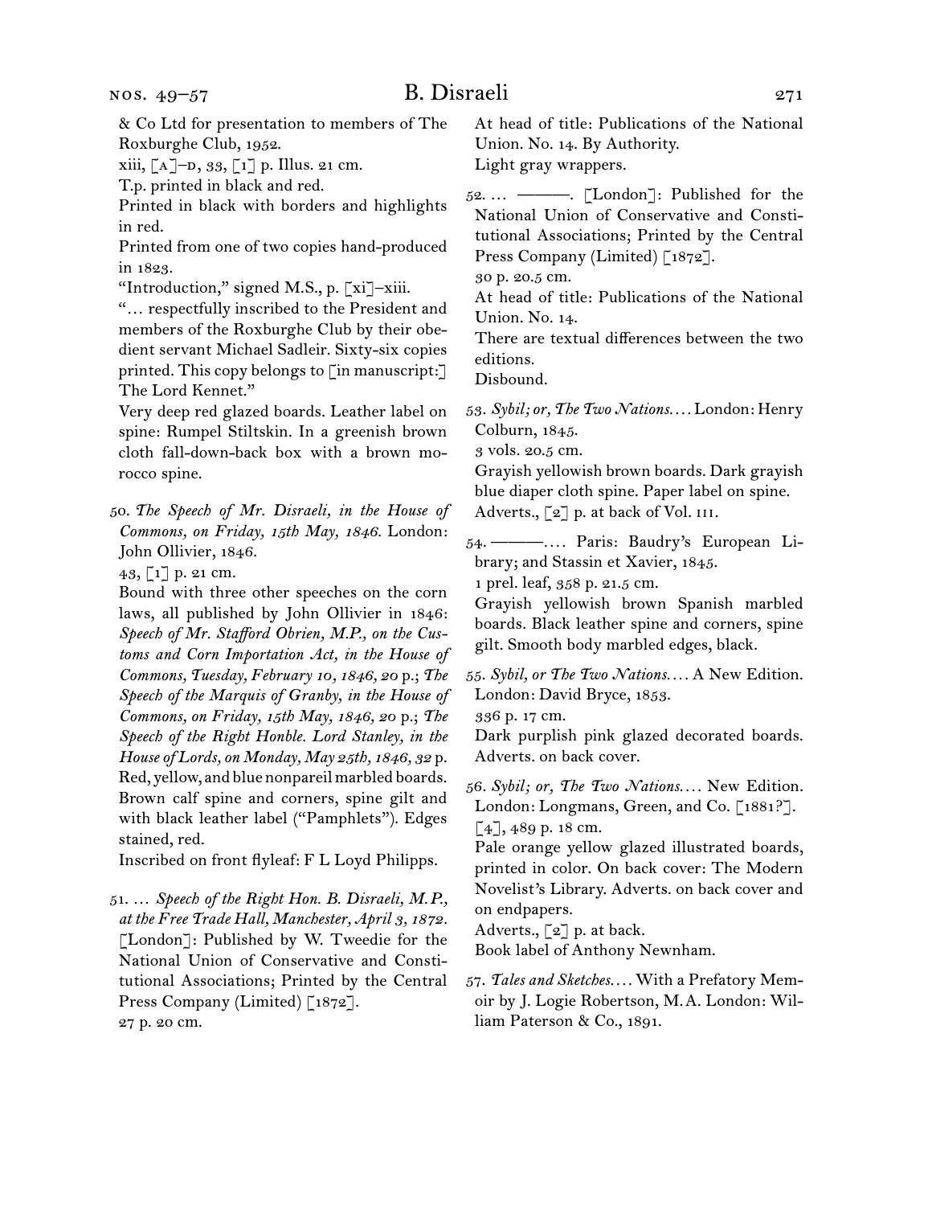& Co Ltd for presentation to members of The Roxburghe Club, 1952.

xiii, [A]–D, 33, [1] p. Illus. 21 cm.

T.p. printed in black and red.

Printed in black with borders and highlights in red.

Printed from one of two copies hand-produced in 1823.

"Introduction," signed M.S., p. [xi]–xiii.

"… respectfully inscribed to the President and members of the Roxburghe Club by their obedient servant Michael Sadleir. Sixty-six copies printed. This copy belongs to [in manuscript:] The Lord Kennet."

Very deep red glazed boards. Leather label on spine: Rumpel Stiltskin. In a greenish brown cloth fall-down-back box with a brown morocco spine.

50. *The Speech of Mr. Disraeli, in the House of Commons, on Friday, 15th May, 1846.* London: John Ollivier, 1846.

43, [1] p. 21 cm.

Bound with three other speeches on the corn laws, all published by John Ollivier in 1846: *Speech of Mr. Stafford Obrien, M.P., on the Customs and Corn Importation Act, in the House of Commons, Tuesday, February 10, 1846,* 20 p.; *The Speech of the Marquis of Granby, in the House of Commons, on Friday, 15th May, 1846,* 20 p.; *The Speech of the Right Honble. Lord Stanley, in the House of Lords, on Monday, May 25th, 1846,* 32 p.

Red, yellow, and blue nonpareil marbled boards. Brown calf spine and corners, spine gilt and with black leather label ("Pamphlets"). Edges stained, red.

Inscribed on front flyleaf: F L Loyd Philipps.

51. … *Speech of the Right Hon. B. Disraeli, M.P., at the Free Trade Hall, Manchester, April 3, 1872.* [London]: Published by W. Tweedie for the National Union of Conservative and Constitutional Associations; Printed by the Central Press Company (Limited) [1872].

27 p. 20 cm.

At head of title: Publications of the National Union. No. 14. By Authority.

Light gray wrappers.

52. … ———. [London]: Published for the National Union of Conservative and Constitutional Associations; Printed by the Central Press Company (Limited) [1872].

30 p. 20.5 cm.

At head of title: Publications of the National Union. No. 14.

There are textual differences between the two editions.

Disbound.

53. *Sybil; or, The Two Nations….* London: Henry Colburn, 1845.

3 vols. 20.5 cm.

Grayish yellowish brown boards. Dark grayish blue diaper cloth spine. Paper label on spine.

Adverts., [2] p. at back of Vol. III.

54. ———…. Paris: Baudry's European Library; and Stassin et Xavier, 1845.

1 prel. leaf, 358 p. 21.5 cm.

Grayish yellowish brown Spanish marbled boards. Black leather spine and corners, spine gilt. Smooth body marbled edges, black.

55. *Sybil, or The Two Nations….* A New Edition. London: David Bryce, 1853.

336 p. 17 cm.

Dark purplish pink glazed decorated boards. Adverts. on back cover.

56. *Sybil; or, The Two Nations….* New Edition. London: Longmans, Green, and Co. [1881?].

[4], 489 p. 18 cm.

Pale orange yellow glazed illustrated boards, printed in color. On back cover: The Modern Novelist's Library. Adverts. on back cover and on endpapers.

Adverts., [2] p. at back.

Book label of Anthony Newnham.

57. *Tales and Sketches….* With a Prefatory Memoir by J. Logie Robertson, M.A. London: William Paterson & Co., 1891.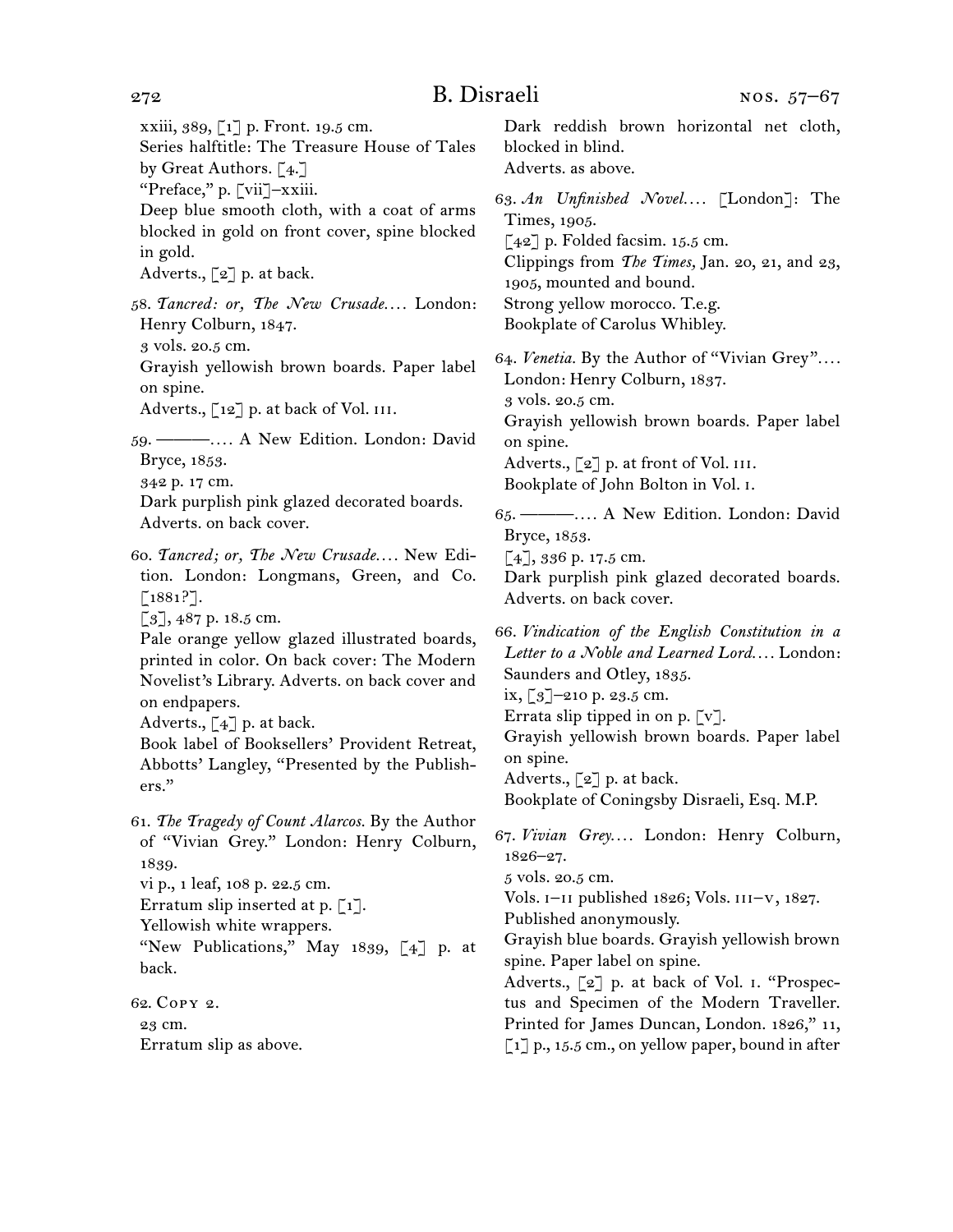xxiii, 389, [1] p. Front. 19.5 cm.
Series halftitle: The Treasure House of Tales by Great Authors. [4.]
"Preface," p. [vii]–xxiii.
Deep blue smooth cloth, with a coat of arms blocked in gold on front cover, spine blocked in gold.
Adverts., [2] p. at back.

58. *Tancred: or, The New Crusade*.... London: Henry Colburn, 1847.
3 vols. 20.5 cm.
Grayish yellowish brown boards. Paper label on spine.
Adverts., [12] p. at back of Vol. III.

59. ———.... A New Edition. London: David Bryce, 1853.
342 p. 17 cm.
Dark purplish pink glazed decorated boards.
Adverts. on back cover.

60. *Tancred; or, The New Crusade*.... New Edition. London: Longmans, Green, and Co. [1881?].
[3], 487 p. 18.5 cm.
Pale orange yellow glazed illustrated boards, printed in color. On back cover: The Modern Novelist's Library. Adverts. on back cover and on endpapers.
Adverts., [4] p. at back.
Book label of Booksellers' Provident Retreat, Abbotts' Langley, "Presented by the Publishers."

61. *The Tragedy of Count Alarcos.* By the Author of "Vivian Grey." London: Henry Colburn, 1839.
vi p., 1 leaf, 108 p. 22.5 cm.
Erratum slip inserted at p. [1].
Yellowish white wrappers.
"New Publications," May 1839, [4] p. at back.

62. Copy 2.
23 cm.
Erratum slip as above.
Dark reddish brown horizontal net cloth, blocked in blind.
Adverts. as above.

63. *An Unfinished Novel*.... [London]: The Times, 1905.
[42] p. Folded facsim. 15.5 cm.
Clippings from *The Times,* Jan. 20, 21, and 23, 1905, mounted and bound.
Strong yellow morocco. T.e.g.
Bookplate of Carolus Whibley.

64. *Venetia.* By the Author of "Vivian Grey".... London: Henry Colburn, 1837.
3 vols. 20.5 cm.
Grayish yellowish brown boards. Paper label on spine.
Adverts., [2] p. at front of Vol. III.
Bookplate of John Bolton in Vol. I.

65. ———.... A New Edition. London: David Bryce, 1853.
[4], 336 p. 17.5 cm.
Dark purplish pink glazed decorated boards.
Adverts. on back cover.

66. *Vindication of the English Constitution in a Letter to a Noble and Learned Lord*.... London: Saunders and Otley, 1835.
ix, [3]–210 p. 23.5 cm.
Errata slip tipped in on p. [v].
Grayish yellowish brown boards. Paper label on spine.
Adverts., [2] p. at back.
Bookplate of Coningsby Disraeli, Esq. M.P.

67. *Vivian Grey*.... London: Henry Colburn, 1826–27.
5 vols. 20.5 cm.
Vols. I–II published 1826; Vols. III–V, 1827.
Published anonymously.
Grayish blue boards. Grayish yellowish brown spine. Paper label on spine.
Adverts., [2] p. at back of Vol. I. "Prospectus and Specimen of the Modern Traveller. Printed for James Duncan, London. 1826," 11, [1] p., 15.5 cm., on yellow paper, bound in after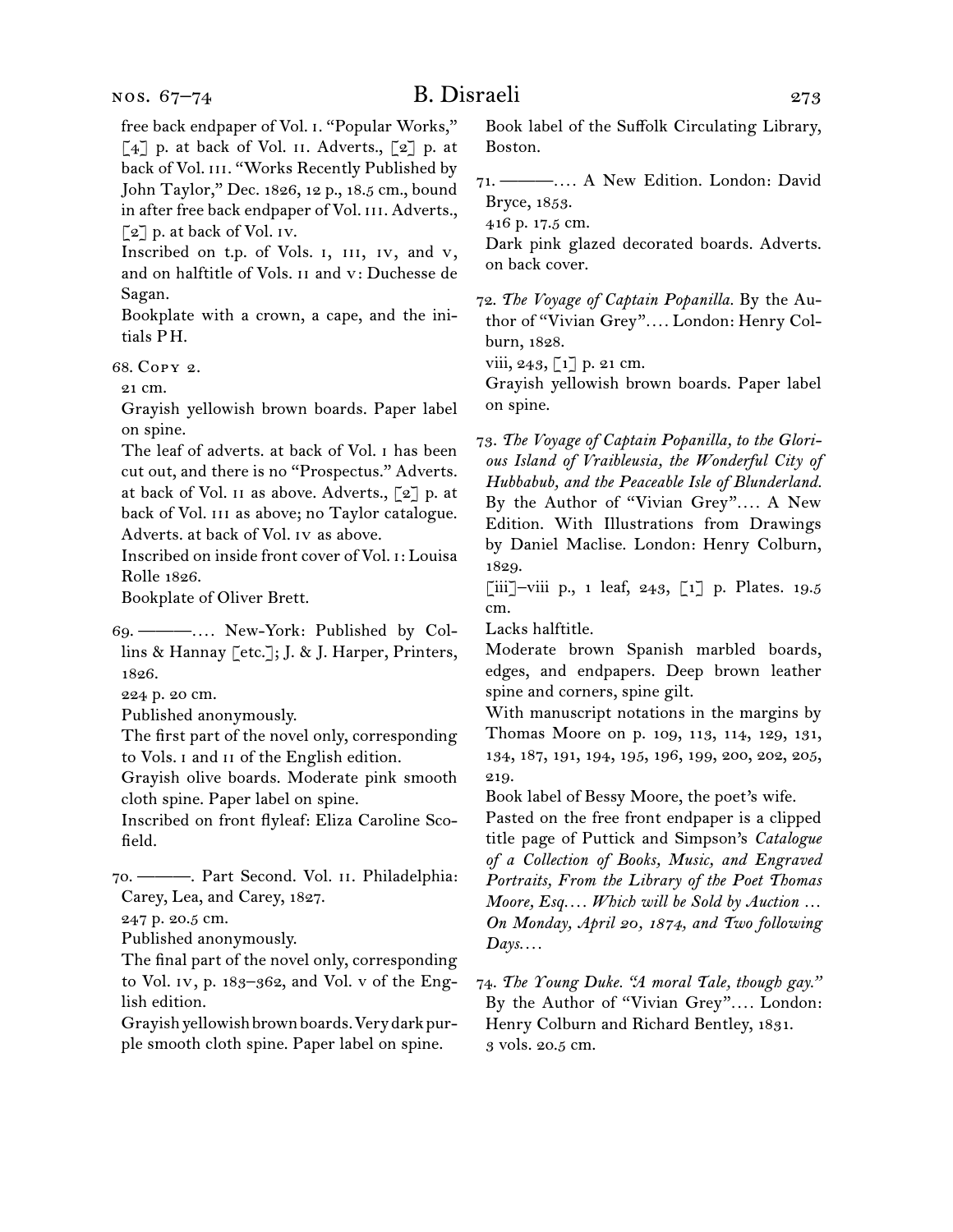free back endpaper of Vol. i. "Popular Works," [4] p. at back of Vol. ii. Adverts., [2] p. at back of Vol. iii. "Works Recently Published by John Taylor," Dec. 1826, 12 p., 18.5 cm., bound in after free back endpaper of Vol. iii. Adverts., [2] p. at back of Vol. iv.

Inscribed on t.p. of Vols. i, iii, iv, and v, and on halftitle of Vols. ii and v: Duchesse de Sagan.

Bookplate with a crown, a cape, and the initials PH.

68. Copy 2.

21 cm.

Grayish yellowish brown boards. Paper label on spine.

The leaf of adverts. at back of Vol. i has been cut out, and there is no "Prospectus." Adverts. at back of Vol. ii as above. Adverts., [2] p. at back of Vol. iii as above; no Taylor catalogue. Adverts. at back of Vol. iv as above.

Inscribed on inside front cover of Vol. i: Louisa Rolle 1826.

Bookplate of Oliver Brett.

69. ———.… New-York: Published by Collins & Hannay [etc.]; J. & J. Harper, Printers, 1826.

224 p. 20 cm.

Published anonymously.

The first part of the novel only, corresponding to Vols. i and ii of the English edition.

Grayish olive boards. Moderate pink smooth cloth spine. Paper label on spine.

Inscribed on front flyleaf: Eliza Caroline Scofield.

70. ———. Part Second. Vol. ii. Philadelphia: Carey, Lea, and Carey, 1827.

247 p. 20.5 cm.

Published anonymously.

The final part of the novel only, corresponding to Vol. iv, p. 183–362, and Vol. v of the English edition.

Grayish yellowish brown boards. Very dark purple smooth cloth spine. Paper label on spine.

Book label of the Suffolk Circulating Library, Boston.

71. ———.… A New Edition. London: David Bryce, 1853.

416 p. 17.5 cm.

Dark pink glazed decorated boards. Adverts. on back cover.

72. *The Voyage of Captain Popanilla.* By the Author of "Vivian Grey".… London: Henry Colburn, 1828.

viii, 243, [1] p. 21 cm.

Grayish yellowish brown boards. Paper label on spine.

73. *The Voyage of Captain Popanilla, to the Glorious Island of Vraibleusia, the Wonderful City of Hubbabub, and the Peaceable Isle of Blunderland.* By the Author of "Vivian Grey".… A New Edition. With Illustrations from Drawings by Daniel Maclise. London: Henry Colburn, 1829.

[iii]–viii p., 1 leaf, 243, [1] p. Plates. 19.5 cm.

Lacks halftitle.

Moderate brown Spanish marbled boards, edges, and endpapers. Deep brown leather spine and corners, spine gilt.

With manuscript notations in the margins by Thomas Moore on p. 109, 113, 114, 129, 131, 134, 187, 191, 194, 195, 196, 199, 200, 202, 205, 219.

Book label of Bessy Moore, the poet's wife.

Pasted on the free front endpaper is a clipped title page of Puttick and Simpson's *Catalogue of a Collection of Books, Music, and Engraved Portraits, From the Library of the Poet Thomas Moore, Esq.… Which will be Sold by Auction … On Monday, April 20, 1874, and Two following Days.…*

74. *The Young Duke. "A moral Tale, though gay."* By the Author of "Vivian Grey".… London: Henry Colburn and Richard Bentley, 1831.

3 vols. 20.5 cm.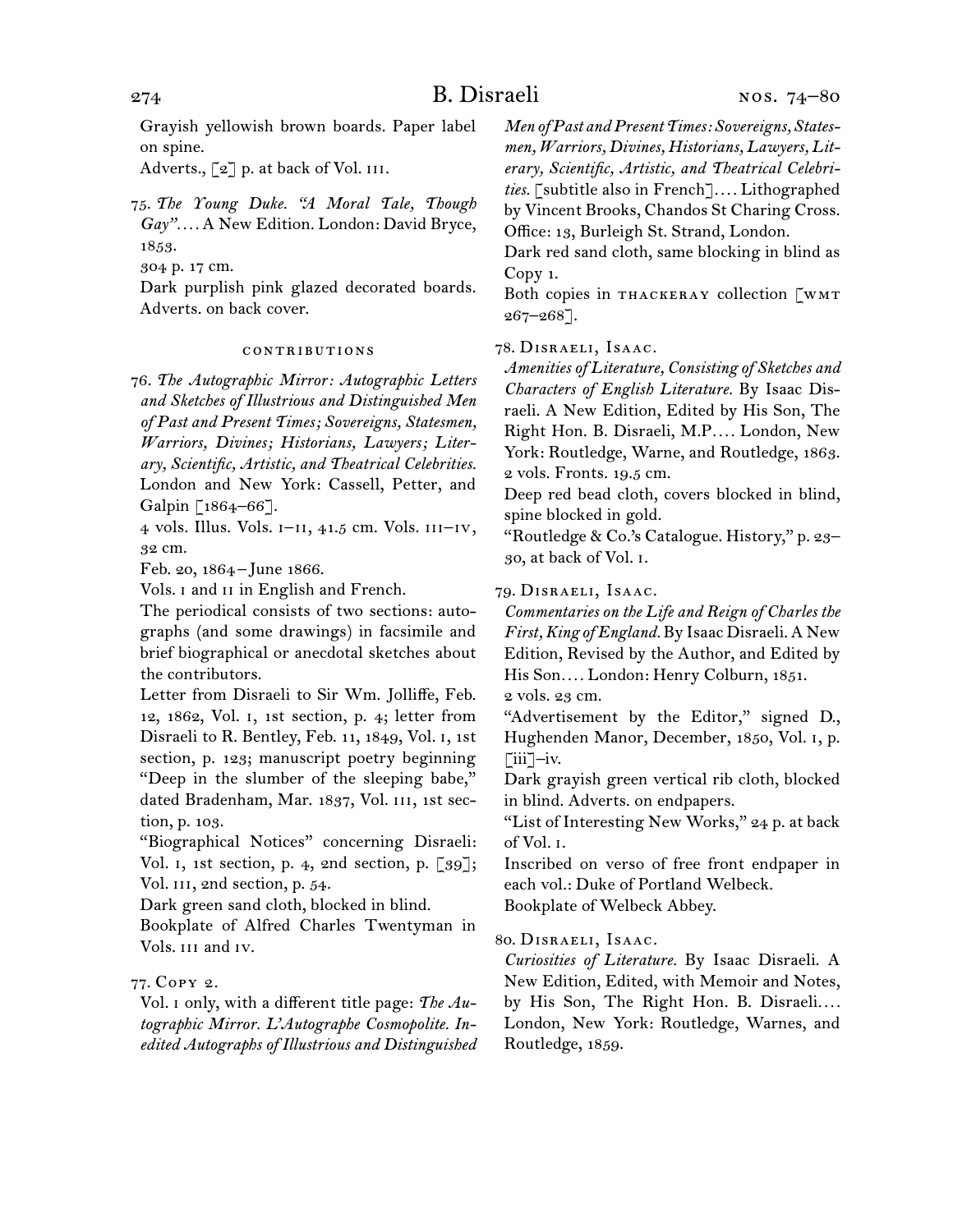Grayish yellowish brown boards. Paper label on spine.
Adverts., [2] p. at back of Vol. III.

75. *The Young Duke. "A Moral Tale, Though Gay"*. . . . A New Edition. London: David Bryce, 1853.
304 p. 17 cm.
Dark purplish pink glazed decorated boards. Adverts. on back cover.

### CONTRIBUTIONS

76. *The Autographic Mirror: Autographic Letters and Sketches of Illustrious and Distinguished Men of Past and Present Times; Sovereigns, Statesmen, Warriors, Divines; Historians, Lawyers; Literary, Scientific, Artistic, and Theatrical Celebrities.* London and New York: Cassell, Petter, and Galpin [1864–66].
4 vols. Illus. Vols. I–II, 41.5 cm. Vols. III–IV, 32 cm.
Feb. 20, 1864 – June 1866.
Vols. I and II in English and French.
The periodical consists of two sections: autographs (and some drawings) in facsimile and brief biographical or anecdotal sketches about the contributors.
Letter from Disraeli to Sir Wm. Jolliffe, Feb. 12, 1862, Vol. I, 1st section, p. 4; letter from Disraeli to R. Bentley, Feb. 11, 1849, Vol. I, 1st section, p. 123; manuscript poetry beginning "Deep in the slumber of the sleeping babe," dated Bradenham, Mar. 1837, Vol. III, 1st section, p. 103.
"Biographical Notices" concerning Disraeli: Vol. I, 1st section, p. 4, 2nd section, p. [39]; Vol. III, 2nd section, p. 54.
Dark green sand cloth, blocked in blind.
Bookplate of Alfred Charles Twentyman in Vols. III and IV.

77. COPY 2.
Vol. I only, with a different title page: *The Autographic Mirror. L'Autographe Cosmopolite. Inedited Autographs of Illustrious and Distinguished Men of Past and Present Times: Sovereigns, Statesmen, Warriors, Divines, Historians, Lawyers, Literary, Scientific, Artistic, and Theatrical Celebrities.* [subtitle also in French]. . . . Lithographed by Vincent Brooks, Chandos St Charing Cross. Office: 13, Burleigh St. Strand, London.
Dark red sand cloth, same blocking in blind as Copy 1.
Both copies in THACKERAY collection [WMT 267–268].

78. DISRAELI, ISAAC.
*Amenities of Literature, Consisting of Sketches and Characters of English Literature.* By Isaac Disraeli. A New Edition, Edited by His Son, The Right Hon. B. Disraeli, M.P. . . . London, New York: Routledge, Warne, and Routledge, 1863.
2 vols. Fronts. 19.5 cm.
Deep red bead cloth, covers blocked in blind, spine blocked in gold.
"Routledge & Co.'s Catalogue. History," p. 23–30, at back of Vol. I.

79. DISRAELI, ISAAC.
*Commentaries on the Life and Reign of Charles the First, King of England.* By Isaac Disraeli. A New Edition, Revised by the Author, and Edited by His Son. . . . London: Henry Colburn, 1851.
2 vols. 23 cm.
"Advertisement by the Editor," signed D., Hughenden Manor, December, 1850, Vol. I, p. [iii]–iv.
Dark grayish green vertical rib cloth, blocked in blind. Adverts. on endpapers.
"List of Interesting New Works," 24 p. at back of Vol. I.
Inscribed on verso of free front endpaper in each vol.: Duke of Portland Welbeck.
Bookplate of Welbeck Abbey.

80. DISRAELI, ISAAC.
*Curiosities of Literature.* By Isaac Disraeli. A New Edition, Edited, with Memoir and Notes, by His Son, The Right Hon. B. Disraeli. . . . London, New York: Routledge, Warnes, and Routledge, 1859.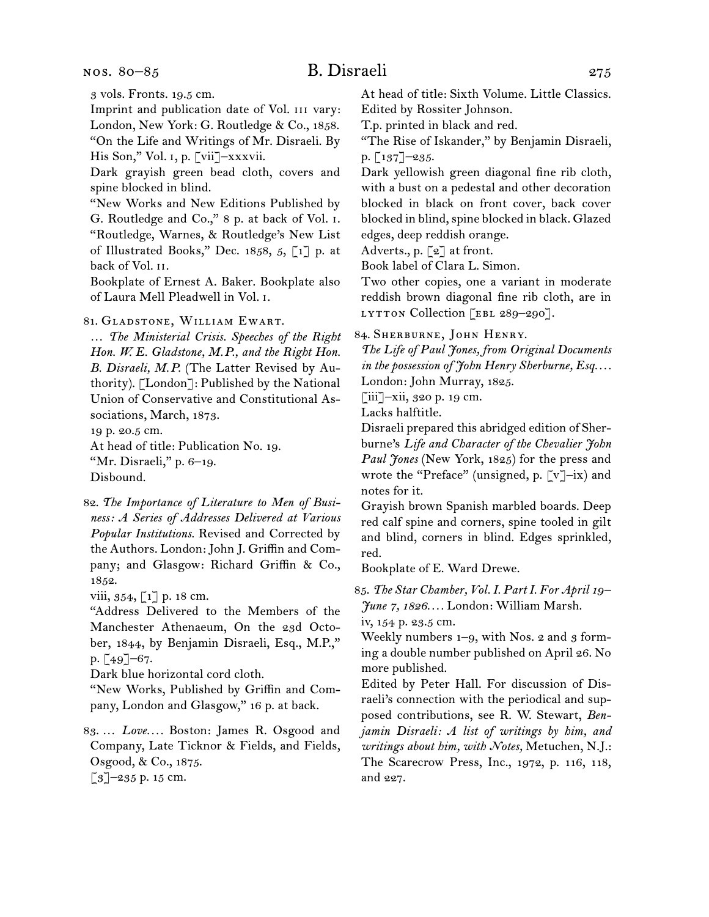3 vols. Fronts. 19.5 cm.

Imprint and publication date of Vol. III vary: London, New York: G. Routledge & Co., 1858.

"On the Life and Writings of Mr. Disraeli. By His Son," Vol. I, p. [vii]–xxxvii.

Dark grayish green bead cloth, covers and spine blocked in blind.

"New Works and New Editions Published by G. Routledge and Co.," 8 p. at back of Vol. I.

"Routledge, Warnes, & Routledge's New List of Illustrated Books," Dec. 1858, 5, [1] p. at back of Vol. II.

Bookplate of Ernest A. Baker. Bookplate also of Laura Mell Pleadwell in Vol. I.

81. Gladstone, William Ewart.

… *The Ministerial Crisis. Speeches of the Right Hon. W. E. Gladstone, M.P., and the Right Hon. B. Disraeli, M.P.* (The Latter Revised by Authority). [London]: Published by the National Union of Conservative and Constitutional Associations, March, 1873.

19 p. 20.5 cm.

At head of title: Publication No. 19.

"Mr. Disraeli," p. 6–19.

Disbound.

82. *The Importance of Literature to Men of Business: A Series of Addresses Delivered at Various Popular Institutions.* Revised and Corrected by the Authors. London: John J. Griffin and Company; and Glasgow: Richard Griffin & Co., 1852.

viii, 354, [1] p. 18 cm.

"Address Delivered to the Members of the Manchester Athenaeum, On the 23d October, 1844, by Benjamin Disraeli, Esq., M.P.," p. [49]–67.

Dark blue horizontal cord cloth.

"New Works, Published by Griffin and Company, London and Glasgow," 16 p. at back.

83. … *Love.* … Boston: James R. Osgood and Company, Late Ticknor & Fields, and Fields, Osgood, & Co., 1875.

[3]–235 p. 15 cm.

At head of title: Sixth Volume. Little Classics. Edited by Rossiter Johnson.

T.p. printed in black and red.

"The Rise of Iskander," by Benjamin Disraeli, p. [137]–235.

Dark yellowish green diagonal fine rib cloth, with a bust on a pedestal and other decoration blocked in black on front cover, back cover blocked in blind, spine blocked in black. Glazed edges, deep reddish orange.

Adverts., p. [2] at front.

Book label of Clara L. Simon.

Two other copies, one a variant in moderate reddish brown diagonal fine rib cloth, are in Lytton Collection [EBL 289–290].

84. Sherburne, John Henry.

*The Life of Paul Jones, from Original Documents in the possession of John Henry Sherburne, Esq.* … London: John Murray, 1825.

[iii]–xii, 320 p. 19 cm.

Lacks halftitle.

Disraeli prepared this abridged edition of Sherburne's *Life and Character of the Chevalier John Paul Jones* (New York, 1825) for the press and wrote the "Preface" (unsigned, p. [v]–ix) and notes for it.

Grayish brown Spanish marbled boards. Deep red calf spine and corners, spine tooled in gilt and blind, corners in blind. Edges sprinkled, red.

Bookplate of E. Ward Drewe.

85. *The Star Chamber, Vol. I. Part I. For April 19–June 7, 1826.* … London: William Marsh.

iv, 154 p. 23.5 cm.

Weekly numbers 1–9, with Nos. 2 and 3 forming a double number published on April 26. No more published.

Edited by Peter Hall. For discussion of Disraeli's connection with the periodical and supposed contributions, see R. W. Stewart, *Benjamin Disraeli: A list of writings by him, and writings about him, with Notes,* Metuchen, N.J.: The Scarecrow Press, Inc., 1972, p. 116, 118, and 227.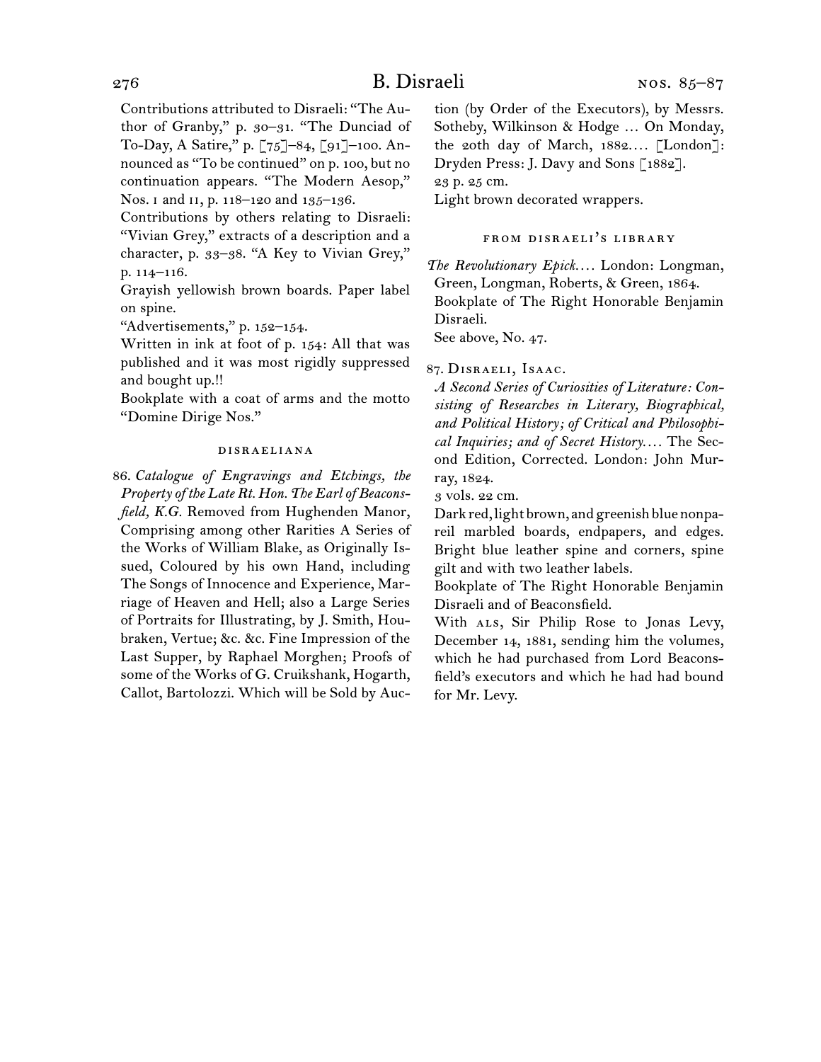Contributions attributed to Disraeli: "The Author of Granby," p. 30–31. "The Dunciad of To-Day, A Satire," p. [75]–84, [91]–100. Announced as "To be continued" on p. 100, but no continuation appears. "The Modern Aesop," Nos. i and ii, p. 118–120 and 135–136.

Contributions by others relating to Disraeli: "Vivian Grey," extracts of a description and a character, p. 33–38. "A Key to Vivian Grey," p. 114–116.

Grayish yellowish brown boards. Paper label on spine.

"Advertisements," p. 152–154.

Written in ink at foot of p. 154: All that was published and it was most rigidly suppressed and bought up.!!

Bookplate with a coat of arms and the motto "Domine Dirige Nos."

### disraeliana

86. *Catalogue of Engravings and Etchings, the Property of the Late Rt. Hon. The Earl of Beaconsfield, K.G.* Removed from Hughenden Manor, Comprising among other Rarities A Series of the Works of William Blake, as Originally Issued, Coloured by his own Hand, including The Songs of Innocence and Experience, Marriage of Heaven and Hell; also a Large Series of Portraits for Illustrating, by J. Smith, Houbraken, Vertue; &c. &c. Fine Impression of the Last Supper, by Raphael Morghen; Proofs of some of the Works of G. Cruikshank, Hogarth, Callot, Bartolozzi. Which will be Sold by Auction (by Order of the Executors), by Messrs. Sotheby, Wilkinson & Hodge … On Monday, the 20th day of March, 1882.… [London]: Dryden Press: J. Davy and Sons [1882].

23 p. 25 cm.

Light brown decorated wrappers.

### from disraeli's library

*The Revolutionary Epick.…* London: Longman, Green, Longman, Roberts, & Green, 1864.

Bookplate of The Right Honorable Benjamin Disraeli.

See above, No. 47.

87. Disraeli, Isaac.

*A Second Series of Curiosities of Literature: Consisting of Researches in Literary, Biographical, and Political History; of Critical and Philosophical Inquiries; and of Secret History.…* The Second Edition, Corrected. London: John Murray, 1824.

3 vols. 22 cm.

Dark red, light brown, and greenish blue nonpareil marbled boards, endpapers, and edges. Bright blue leather spine and corners, spine gilt and with two leather labels.

Bookplate of The Right Honorable Benjamin Disraeli and of Beaconsfield.

With als, Sir Philip Rose to Jonas Levy, December 14, 1881, sending him the volumes, which he had purchased from Lord Beaconsfield's executors and which he had had bound for Mr. Levy.